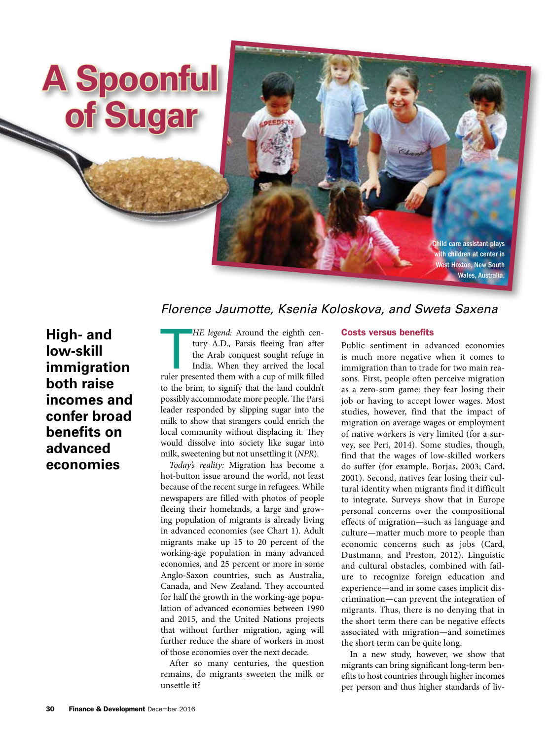# A Spoonful of Sugar

Child care assistant plays with children at center in West Hoxton, New South Wales, Australia.

*Florence Jaumotte, Ksenia Koloskova, and Sweta Saxena*

**High- and low-skill immigration both raise incomes and confer broad benefits on advanced economies**

*THE legend:* Around the eighth century A.D., Parsis fleeing Iran after the Arab conquest sought refuge in India. When they arrived the local ruler presented them with a cup of milk filled to the brim, to signify that the land couldn't possibly accommodate more people. The Parsi leader responded by slipping sugar into the milk to show that strangers could enrich the local community without displacing it. They would dissolve into society like sugar into milk, sweetening but not unsettling it (*NPR*).

*Today's reality:* Migration has become a hot-button issue around the world, not least because of the recent surge in refugees. While newspapers are filled with photos of people fleeing their homelands, a large and growing population of migrants is already living in advanced economies (see Chart 1). Adult migrants make up 15 to 20 percent of the working-age population in many advanced economies, and 25 percent or more in some Anglo-Saxon countries, such as Australia, Canada, and New Zealand. They accounted for half the growth in the working-age population of advanced economies between 1990 and 2015, and the United Nations projects that without further migration, aging will further reduce the share of workers in most of those economies over the next decade.

After so many centuries, the question remains, do migrants sweeten the milk or unsettle it?

## Costs versus benefits

Public sentiment in advanced economies is much more negative when it comes to immigration than to trade for two main reasons. First, people often perceive migration as a zero-sum game: they fear losing their job or having to accept lower wages. Most studies, however, find that the impact of migration on average wages or employment of native workers is very limited (for a survey, see Peri, 2014). Some studies, though, find that the wages of low-skilled workers do suffer (for example, Borjas, 2003; Card, 2001). Second, natives fear losing their cultural identity when migrants find it difficult to integrate. Surveys show that in Europe personal concerns over the compositional effects of migration—such as language and culture—matter much more to people than economic concerns such as jobs (Card, Dustmann, and Preston, 2012). Linguistic and cultural obstacles, combined with failure to recognize foreign education and experience—and in some cases implicit discrimination—can prevent the integration of migrants. Thus, there is no denying that in the short term there can be negative effects associated with migration—and sometimes the short term can be quite long.

In a new study, however, we show that migrants can bring significant long-term benefits to host countries through higher incomes per person and thus higher standards of liv-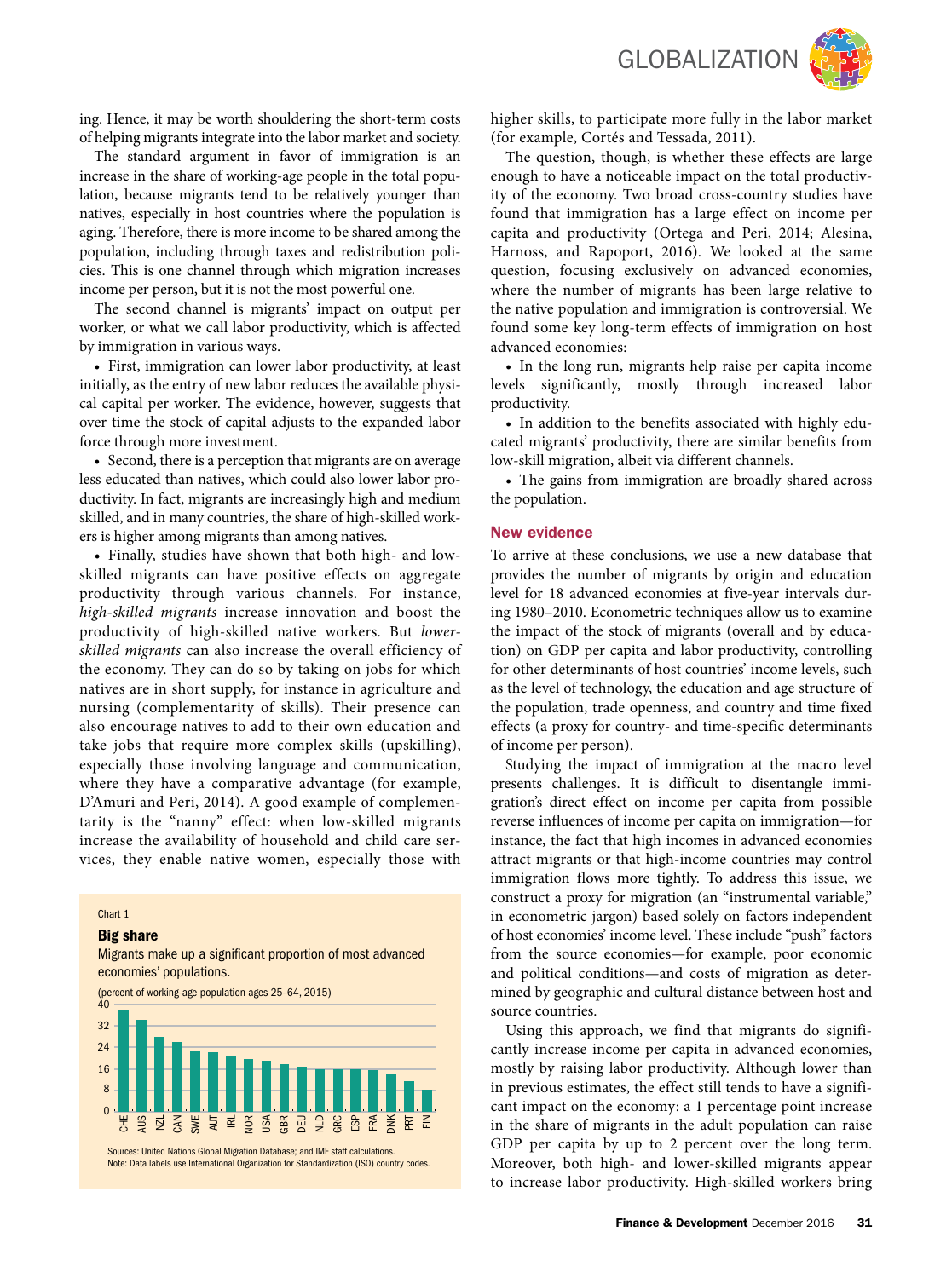ing. Hence, it may be worth shouldering the short-term costs of helping migrants integrate into the labor market and society.

The standard argument in favor of immigration is an increase in the share of working-age people in the total population, because migrants tend to be relatively younger than natives, especially in host countries where the population is aging. Therefore, there is more income to be shared among the population, including through taxes and redistribution policies. This is one channel through which migration increases income per person, but it is not the most powerful one.

The second channel is migrants' impact on output per worker, or what we call labor productivity, which is affected by immigration in various ways.

- First, immigration can lower labor productivity, at least initially, as the entry of new labor reduces the available physical capital per worker. The evidence, however, suggests that over time the stock of capital adjusts to the expanded labor force through more investment.
- Second, there is a perception that migrants are on average less educated than natives, which could also lower labor productivity. In fact, migrants are increasingly high and medium skilled, and in many countries, the share of high-skilled workers is higher among migrants than among natives.
- Finally, studies have shown that both high- and low-skilled migrants can have positive effects on aggregate productivity through various channels. For instance, *high-skilled migrants* increase innovation and boost the productivity of high-skilled native workers. But *lower-skilled migrants* can also increase the overall efficiency of the economy. They can do so by taking on jobs for which natives are in short supply, for instance in agriculture and nursing (complementarity of skills). Their presence can also encourage natives to add to their own education and take jobs that require more complex skills (upskilling), especially those involving language and communication, where they have a comparative advantage (for example, D'Amuri and Peri, 2014). A good example of complementarity is the "nanny" effect: when low-skilled migrants increase the availability of household and child care services, they enable native women, especially those with higher skills, to participate more fully in the labor market (for example, Cortés and Tessada, 2011).

Chart 1

**Big share**

Migrants make up a significant proportion of most advanced economies' populations.

(percent of working-age population ages 25–64, 2015)

| Country | Percent (approx.) |
|---|---|
| CHE | 38 |
| AUS | 34 |
| NZL | 28 |
| CAN | 26 |
| SWE | 23 |
| AUT | 22 |
| IRL | 21 |
| NOR | 20 |
| USA | 19 |
| GBR | 18 |
| DEU | 17 |
| NLD | 16 |
| GRC | 16 |
| ESP | 16 |
| FRA | 15 |
| DNK | 14 |
| PRT | 11 |
| FIN | 8 |

Sources: United Nations Global Migration Database; and IMF staff calculations.
Note: Data labels use International Organization for Standardization (ISO) country codes.

The question, though, is whether these effects are large enough to have a noticeable impact on the total productivity of the economy. Two broad cross-country studies have found that immigration has a large effect on income per capita and productivity (Ortega and Peri, 2014; Alesina, Harnoss, and Rapoport, 2016). We looked at the same question, focusing exclusively on advanced economies, where the number of migrants has been large relative to the native population and immigration is controversial. We found some key long-term effects of immigration on host advanced economies:

- In the long run, migrants help raise per capita income levels significantly, mostly through increased labor productivity.
- In addition to the benefits associated with highly educated migrants' productivity, there are similar benefits from low-skill migration, albeit via different channels.
- The gains from immigration are broadly shared across the population.

## New evidence

To arrive at these conclusions, we use a new database that provides the number of migrants by origin and education level for 18 advanced economies at five-year intervals during 1980–2010. Econometric techniques allow us to examine the impact of the stock of migrants (overall and by education) on GDP per capita and labor productivity, controlling for other determinants of host countries' income levels, such as the level of technology, the education and age structure of the population, trade openness, and country and time fixed effects (a proxy for country- and time-specific determinants of income per person).

Studying the impact of immigration at the macro level presents challenges. It is difficult to disentangle immigration's direct effect on income per capita from possible reverse influences of income per capita on immigration—for instance, the fact that high incomes in advanced economies attract migrants or that high-income countries may control immigration flows more tightly. To address this issue, we construct a proxy for migration (an "instrumental variable," in econometric jargon) based solely on factors independent of host economies' income level. These include "push" factors from the source economies—for example, poor economic and political conditions—and costs of migration as determined by geographic and cultural distance between host and source countries.

Using this approach, we find that migrants do significantly increase income per capita in advanced economies, mostly by raising labor productivity. Although lower than in previous estimates, the effect still tends to have a significant impact on the economy: a 1 percentage point increase in the share of migrants in the adult population can raise GDP per capita by up to 2 percent over the long term. Moreover, both high- and lower-skilled migrants appear to increase labor productivity. High-skilled workers bring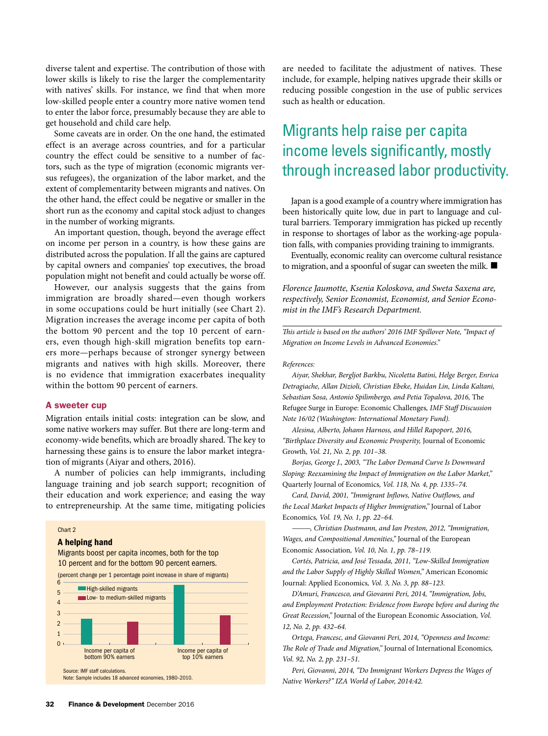diverse talent and expertise. The contribution of those with lower skills is likely to rise the larger the complementarity with natives' skills. For instance, we find that when more low-skilled people enter a country more native women tend to enter the labor force, presumably because they are able to get household and child care help.

Some caveats are in order. On the one hand, the estimated effect is an average across countries, and for a particular country the effect could be sensitive to a number of factors, such as the type of migration (economic migrants versus refugees), the organization of the labor market, and the extent of complementarity between migrants and natives. On the other hand, the effect could be negative or smaller in the short run as the economy and capital stock adjust to changes in the number of working migrants.

An important question, though, beyond the average effect on income per person in a country, is how these gains are distributed across the population. If all the gains are captured by capital owners and companies' top executives, the broad population might not benefit and could actually be worse off.

However, our analysis suggests that the gains from immigration are broadly shared—even though workers in some occupations could be hurt initially (see Chart 2). Migration increases the average income per capita of both the bottom 90 percent and the top 10 percent of earners, even though high-skill migration benefits top earners more—perhaps because of stronger synergy between migrants and natives with high skills. Moreover, there is no evidence that immigration exacerbates inequality within the bottom 90 percent of earners.

## A sweeter cup

Migration entails initial costs: integration can be slow, and some native workers may suffer. But there are long-term and economy-wide benefits, which are broadly shared. The key to harnessing these gains is to ensure the labor market integration of migrants (Aiyar and others, 2016).

A number of policies can help immigrants, including language training and job search support; recognition of their education and work experience; and easing the way to entrepreneurship. At the same time, mitigating policies are needed to facilitate the adjustment of natives. These include, for example, helping natives upgrade their skills or reducing possible congestion in the use of public services such as health or education.

Chart 2

**A helping hand**

Migrants boost per capita incomes, both for the top 10 percent and for the bottom 90 percent earners.

(percent change per 1 percentage point increase in share of migrants)

High-skilled migrants
Low- to medium-skilled migrants

0 1 2 3 4 5 6

Income per capita of bottom 90% earners
Income per capita of top 10% earners

Source: IMF staff calculations.
Note: Sample includes 18 advanced economies, 1980–2010.

## Migrants help raise per capita income levels significantly, mostly through increased labor productivity.

Japan is a good example of a country where immigration has been historically quite low, due in part to language and cultural barriers. Temporary immigration has picked up recently in response to shortages of labor as the working-age population falls, with companies providing training to immigrants.

Eventually, economic reality can overcome cultural resistance to migration, and a spoonful of sugar can sweeten the milk. ■

*Florence Jaumotte, Ksenia Koloskova, and Sweta Saxena are, respectively, Senior Economist, Economist, and Senior Economist in the IMF's Research Department.*

*This article is based on the authors' 2016 IMF Spillover Note, "Impact of Migration on Income Levels in Advanced Economies."*

*References:*

*Aiyar, Shekhar, Bergljot Barkbu, Nicoletta Batini, Helge Berger, Enrica Detragiache, Allan Dizioli, Christian Ebeke, Huidan Lin, Linda Kaltani, Sebastian Sosa, Antonio Spilimbergo, and Petia Topalova, 2016,* The Refugee Surge in Europe: Economic Challenges, *IMF Staff Discussion Note 16/02 (Washington: International Monetary Fund).*

*Alesina, Alberto, Johann Harnoss, and Hillel Rapoport, 2016, "Birthplace Diversity and Economic Prosperity,"* Journal of Economic Growth, *Vol. 21, No. 2, pp. 101–38.*

*Borjas, George J., 2003, "The Labor Demand Curve Is Downward Sloping: Reexamining the Impact of Immigration on the Labor Market,"* Quarterly Journal of Economics, *Vol. 118, No. 4, pp. 1335–74.*

*Card, David, 2001, "Immigrant Inflows, Native Outflows, and the Local Market Impacts of Higher Immigration,"* Journal of Labor Economics, *Vol. 19, No. 1, pp. 22–64.*

*———, Christian Dustmann, and Ian Preston, 2012, "Immigration, Wages, and Compositional Amenities,"* Journal of the European Economic Association, *Vol. 10, No. 1, pp. 78–119.*

*Cortés, Patricia, and José Tessada, 2011, "Low-Skilled Immigration and the Labor Supply of Highly Skilled Women,"* American Economic Journal: Applied Economics, *Vol. 3, No. 3, pp. 88–123.*

*D'Amuri, Francesco, and Giovanni Peri, 2014, "Immigration, Jobs, and Employment Protection: Evidence from Europe before and during the Great Recession,"* Journal of the European Economic Association, *Vol. 12, No. 2, pp. 432–64.*

*Ortega, Francesc, and Giovanni Peri, 2014, "Openness and Income: The Role of Trade and Migration,"* Journal of International Economics, *Vol. 92, No. 2, pp. 231–51.*

*Peri, Giovanni, 2014, "Do Immigrant Workers Depress the Wages of Native Workers?" IZA World of Labor, 2014:42.*